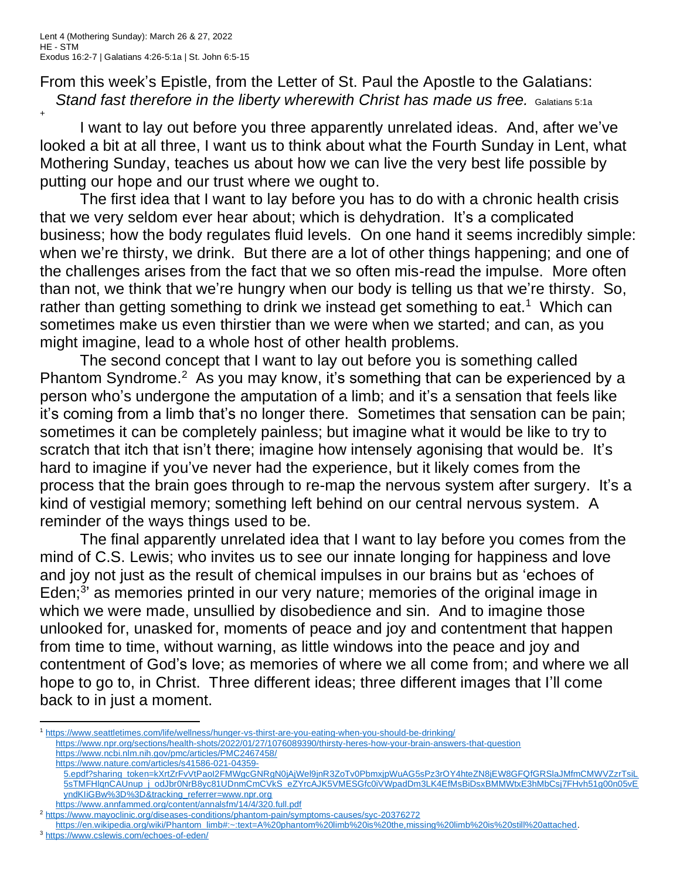Lent 4 (Mothering Sunday): March 26 & 27, 2022
HE - STM
Exodus 16:2-7 | Galatians 4:26-5:1a | St. John 6:5-15

From this week's Epistle, from the Letter of St. Paul the Apostle to the Galatians:
*Stand fast therefore in the liberty wherewith Christ has made us free.* Galatians 5:1a

+

I want to lay out before you three apparently unrelated ideas. And, after we've looked a bit at all three, I want us to think about what the Fourth Sunday in Lent, what Mothering Sunday, teaches us about how we can live the very best life possible by putting our hope and our trust where we ought to.

The first idea that I want to lay before you has to do with a chronic health crisis that we very seldom ever hear about; which is dehydration. It's a complicated business; how the body regulates fluid levels. On one hand it seems incredibly simple: when we're thirsty, we drink. But there are a lot of other things happening; and one of the challenges arises from the fact that we so often mis-read the impulse. More often than not, we think that we're hungry when our body is telling us that we're thirsty. So, rather than getting something to drink we instead get something to eat.[1] Which can sometimes make us even thirstier than we were when we started; and can, as you might imagine, lead to a whole host of other health problems.

The second concept that I want to lay out before you is something called Phantom Syndrome.[2] As you may know, it's something that can be experienced by a person who's undergone the amputation of a limb; and it's a sensation that feels like it's coming from a limb that's no longer there. Sometimes that sensation can be pain; sometimes it can be completely painless; but imagine what it would be like to try to scratch that itch that isn't there; imagine how intensely agonising that would be. It's hard to imagine if you've never had the experience, but it likely comes from the process that the brain goes through to re-map the nervous system after surgery. It's a kind of vestigial memory; something left behind on our central nervous system. A reminder of the ways things used to be.

The final apparently unrelated idea that I want to lay before you comes from the mind of C.S. Lewis; who invites us to see our innate longing for happiness and love and joy not just as the result of chemical impulses in our brains but as 'echoes of Eden;[3]' as memories printed in our very nature; memories of the original image in which we were made, unsullied by disobedience and sin. And to imagine those unlooked for, unasked for, moments of peace and joy and contentment that happen from time to time, without warning, as little windows into the peace and joy and contentment of God's love; as memories of where we all come from; and where we all hope to go to, in Christ. Three different ideas; three different images that I'll come back to in just a moment.

---

[1] https://www.seattletimes.com/life/wellness/hunger-vs-thirst-are-you-eating-when-you-should-be-drinking/
https://www.npr.org/sections/health-shots/2022/01/27/1076089390/thirsty-heres-how-your-brain-answers-that-question
https://www.ncbi.nlm.nih.gov/pmc/articles/PMC2467458/
https://www.nature.com/articles/s41586-021-04359-5.epdf?sharing_token=kXrtZrFvVtPaoI2FMWgcGNRgN0jAjWel9jnR3ZoTv0PbmxjpWuAG5sPz3rOY4hteZN8jEW8GFQfGRSlaJMfmCMWVZzrTsiL5sTMFHlqnCAUnup_j_odJbr0NrB8yc81UDnmCmCVkS_eZYrcAJK5VMESGfc0iVWpadDm3LK4EfMsBiDsxBMMWtxE3hMbCsj7FHvh51g00n05vEyndKIiGBw%3D%3D&tracking_referrer=www.npr.org
https://www.annfammed.org/content/annalsfm/14/4/320.full.pdf

[2] https://www.mayoclinic.org/diseases-conditions/phantom-pain/symptoms-causes/syc-20376272
https://en.wikipedia.org/wiki/Phantom_limb#:~:text=A%20phantom%20limb%20is%20the,missing%20limb%20is%20still%20attached.

[3] https://www.cslewis.com/echoes-of-eden/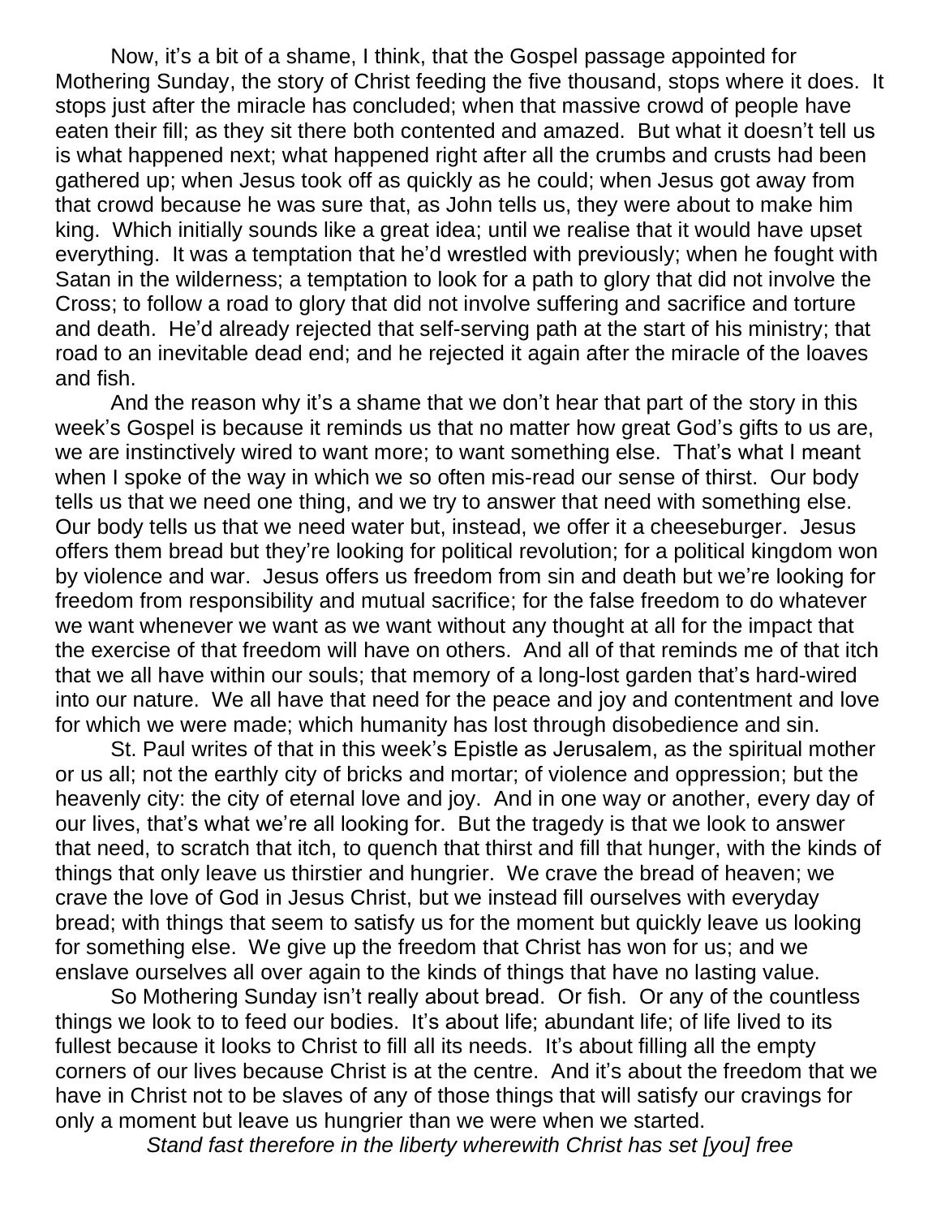Now, it's a bit of a shame, I think, that the Gospel passage appointed for Mothering Sunday, the story of Christ feeding the five thousand, stops where it does. It stops just after the miracle has concluded; when that massive crowd of people have eaten their fill; as they sit there both contented and amazed. But what it doesn't tell us is what happened next; what happened right after all the crumbs and crusts had been gathered up; when Jesus took off as quickly as he could; when Jesus got away from that crowd because he was sure that, as John tells us, they were about to make him king. Which initially sounds like a great idea; until we realise that it would have upset everything. It was a temptation that he'd wrestled with previously; when he fought with Satan in the wilderness; a temptation to look for a path to glory that did not involve the Cross; to follow a road to glory that did not involve suffering and sacrifice and torture and death. He'd already rejected that self-serving path at the start of his ministry; that road to an inevitable dead end; and he rejected it again after the miracle of the loaves and fish.

And the reason why it's a shame that we don't hear that part of the story in this week's Gospel is because it reminds us that no matter how great God's gifts to us are, we are instinctively wired to want more; to want something else. That's what I meant when I spoke of the way in which we so often mis-read our sense of thirst. Our body tells us that we need one thing, and we try to answer that need with something else. Our body tells us that we need water but, instead, we offer it a cheeseburger. Jesus offers them bread but they're looking for political revolution; for a political kingdom won by violence and war. Jesus offers us freedom from sin and death but we're looking for freedom from responsibility and mutual sacrifice; for the false freedom to do whatever we want whenever we want as we want without any thought at all for the impact that the exercise of that freedom will have on others. And all of that reminds me of that itch that we all have within our souls; that memory of a long-lost garden that's hard-wired into our nature. We all have that need for the peace and joy and contentment and love for which we were made; which humanity has lost through disobedience and sin.

St. Paul writes of that in this week's Epistle as Jerusalem, as the spiritual mother or us all; not the earthly city of bricks and mortar; of violence and oppression; but the heavenly city: the city of eternal love and joy. And in one way or another, every day of our lives, that's what we're all looking for. But the tragedy is that we look to answer that need, to scratch that itch, to quench that thirst and fill that hunger, with the kinds of things that only leave us thirstier and hungrier. We crave the bread of heaven; we crave the love of God in Jesus Christ, but we instead fill ourselves with everyday bread; with things that seem to satisfy us for the moment but quickly leave us looking for something else. We give up the freedom that Christ has won for us; and we enslave ourselves all over again to the kinds of things that have no lasting value.

So Mothering Sunday isn't really about bread. Or fish. Or any of the countless things we look to to feed our bodies. It's about life; abundant life; of life lived to its fullest because it looks to Christ to fill all its needs. It's about filling all the empty corners of our lives because Christ is at the centre. And it's about the freedom that we have in Christ not to be slaves of any of those things that will satisfy our cravings for only a moment but leave us hungrier than we were when we started.

*Stand fast therefore in the liberty wherewith Christ has set [you] free*